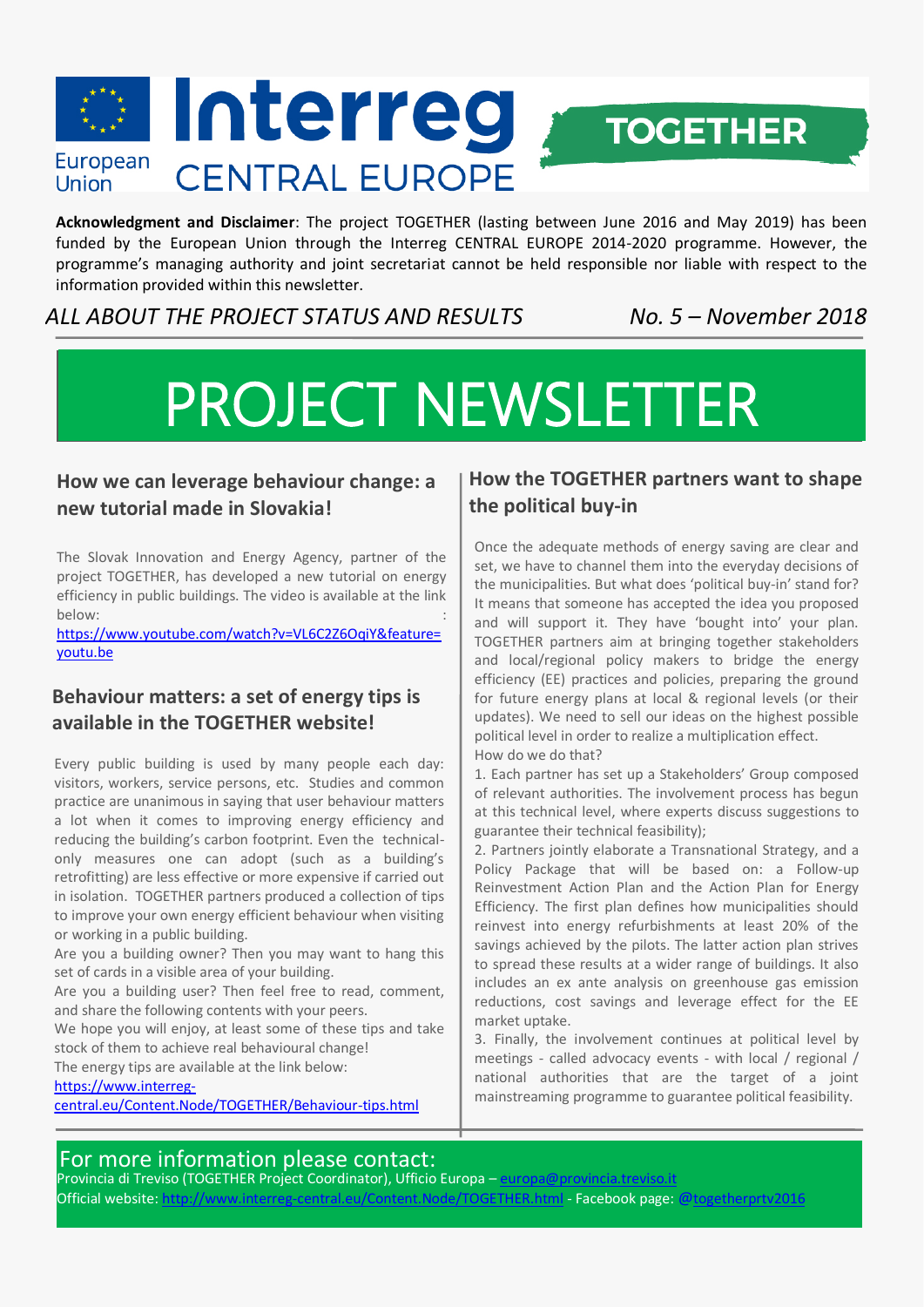Interreg CENTRAL EUROPE — European Union — TOGETHER

**Acknowledgment and Disclaimer**: The project TOGETHER (lasting between June 2016 and May 2019) has been funded by the European Union through the Interreg CENTRAL EUROPE 2014-2020 programme. However, the programme's managing authority and joint secretariat cannot be held responsible nor liable with respect to the information provided within this newsletter.

*ALL ABOUT THE PROJECT STATUS AND RESULTS* — *No. 5 – November 2018*

# PROJECT NEWSLETTER

## How we can leverage behaviour change: a new tutorial made in Slovakia!

The Slovak Innovation and Energy Agency, partner of the project TOGETHER, has developed a new tutorial on energy efficiency in public buildings. The video is available at the link below: https://www.youtube.com/watch?v=VL6C2Z6OqiY&feature=youtu.be

## Behaviour matters: a set of energy tips is available in the TOGETHER website!

Every public building is used by many people each day: visitors, workers, service persons, etc. Studies and common practice are unanimous in saying that user behaviour matters a lot when it comes to improving energy efficiency and reducing the building's carbon footprint. Even the technical-only measures one can adopt (such as a building's retrofitting) are less effective or more expensive if carried out in isolation. TOGETHER partners produced a collection of tips to improve your own energy efficient behaviour when visiting or working in a public building.

Are you a building owner? Then you may want to hang this set of cards in a visible area of your building.

Are you a building user? Then feel free to read, comment, and share the following contents with your peers.

We hope you will enjoy, at least some of these tips and take stock of them to achieve real behavioural change!

The energy tips are available at the link below: https://www.interreg-central.eu/Content.Node/TOGETHER/Behaviour-tips.html

## How the TOGETHER partners want to shape the political buy-in

Once the adequate methods of energy saving are clear and set, we have to channel them into the everyday decisions of the municipalities. But what does 'political buy-in' stand for? It means that someone has accepted the idea you proposed and will support it. They have 'bought into' your plan. TOGETHER partners aim at bringing together stakeholders and local/regional policy makers to bridge the energy efficiency (EE) practices and policies, preparing the ground for future energy plans at local & regional levels (or their updates). We need to sell our ideas on the highest possible political level in order to realize a multiplication effect.

How do we do that?

1. Each partner has set up a Stakeholders' Group composed of relevant authorities. The involvement process has begun at this technical level, where experts discuss suggestions to guarantee their technical feasibility);
2. Partners jointly elaborate a Transnational Strategy, and a Policy Package that will be based on: a Follow-up Reinvestment Action Plan and the Action Plan for Energy Efficiency. The first plan defines how municipalities should reinvest into energy refurbishments at least 20% of the savings achieved by the pilots. The latter action plan strives to spread these results at a wider range of buildings. It also includes an ex ante analysis on greenhouse gas emission reductions, cost savings and leverage effect for the EE market uptake.
3. Finally, the involvement continues at political level by meetings - called advocacy events - with local / regional / national authorities that are the target of a joint mainstreaming programme to guarantee political feasibility.

## For more information please contact:

Provincia di Treviso (TOGETHER Project Coordinator), Ufficio Europa – europa@provincia.treviso.it

Official website: http://www.interreg-central.eu/Content.Node/TOGETHER.html - Facebook page: @togetherprtv2016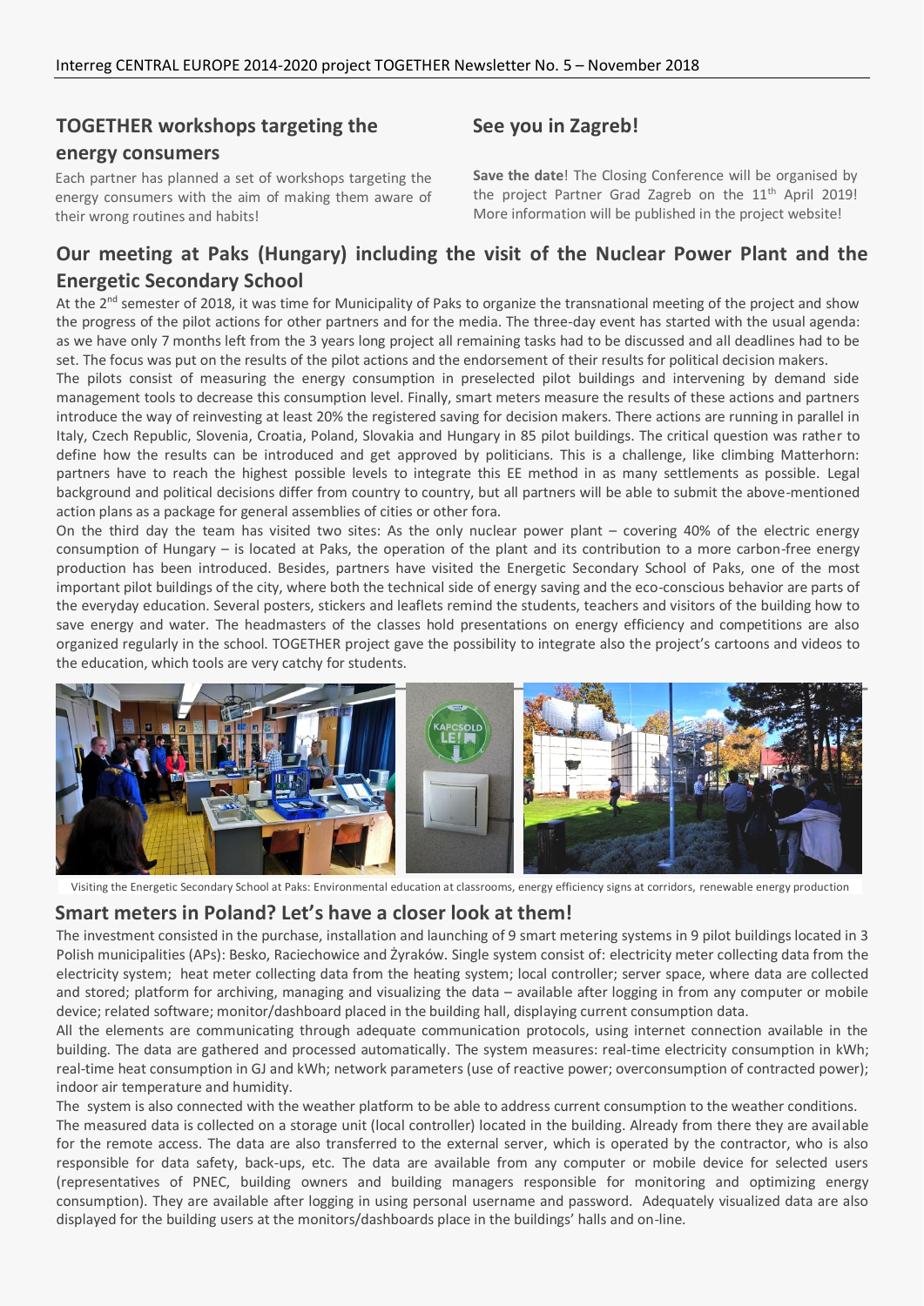## TOGETHER workshops targeting the energy consumers

Each partner has planned a set of workshops targeting the energy consumers with the aim of making them aware of their wrong routines and habits!

## See you in Zagreb!

**Save the date**! The Closing Conference will be organised by the project Partner Grad Zagreb on the 11th April 2019! More information will be published in the project website!

## Our meeting at Paks (Hungary) including the visit of the Nuclear Power Plant and the Energetic Secondary School

At the 2nd semester of 2018, it was time for Municipality of Paks to organize the transnational meeting of the project and show the progress of the pilot actions for other partners and for the media. The three-day event has started with the usual agenda: as we have only 7 months left from the 3 years long project all remaining tasks had to be discussed and all deadlines had to be set. The focus was put on the results of the pilot actions and the endorsement of their results for political decision makers.

The pilots consist of measuring the energy consumption in preselected pilot buildings and intervening by demand side management tools to decrease this consumption level. Finally, smart meters measure the results of these actions and partners introduce the way of reinvesting at least 20% the registered saving for decision makers. There actions are running in parallel in Italy, Czech Republic, Slovenia, Croatia, Poland, Slovakia and Hungary in 85 pilot buildings. The critical question was rather to define how the results can be introduced and get approved by politicians. This is a challenge, like climbing Matterhorn: partners have to reach the highest possible levels to integrate this EE method in as many settlements as possible. Legal background and political decisions differ from country to country, but all partners will be able to submit the above-mentioned action plans as a package for general assemblies of cities or other fora.

On the third day the team has visited two sites: As the only nuclear power plant – covering 40% of the electric energy consumption of Hungary – is located at Paks, the operation of the plant and its contribution to a more carbon-free energy production has been introduced. Besides, partners have visited the Energetic Secondary School of Paks, one of the most important pilot buildings of the city, where both the technical side of energy saving and the eco-conscious behavior are parts of the everyday education. Several posters, stickers and leaflets remind the students, teachers and visitors of the building how to save energy and water. The headmasters of the classes hold presentations on energy efficiency and competitions are also organized regularly in the school. TOGETHER project gave the possibility to integrate also the project's cartoons and videos to the education, which tools are very catchy for students.

Visiting the Energetic Secondary School at Paks: Environmental education at classrooms, energy efficiency signs at corridors, renewable energy production

## Smart meters in Poland? Let's have a closer look at them!

The investment consisted in the purchase, installation and launching of 9 smart metering systems in 9 pilot buildings located in 3 Polish municipalities (APs): Besko, Raciechowice and Żyraków. Single system consist of: electricity meter collecting data from the electricity system; heat meter collecting data from the heating system; local controller; server space, where data are collected and stored; platform for archiving, managing and visualizing the data – available after logging in from any computer or mobile device; related software; monitor/dashboard placed in the building hall, displaying current consumption data.

All the elements are communicating through adequate communication protocols, using internet connection available in the building. The data are gathered and processed automatically. The system measures: real-time electricity consumption in kWh; real-time heat consumption in GJ and kWh; network parameters (use of reactive power; overconsumption of contracted power); indoor air temperature and humidity.

The system is also connected with the weather platform to be able to address current consumption to the weather conditions.

The measured data is collected on a storage unit (local controller) located in the building. Already from there they are available for the remote access. The data are also transferred to the external server, which is operated by the contractor, who is also responsible for data safety, back-ups, etc. The data are available from any computer or mobile device for selected users (representatives of PNEC, building owners and building managers responsible for monitoring and optimizing energy consumption). They are available after logging in using personal username and password. Adequately visualized data are also displayed for the building users at the monitors/dashboards place in the buildings' halls and on-line.